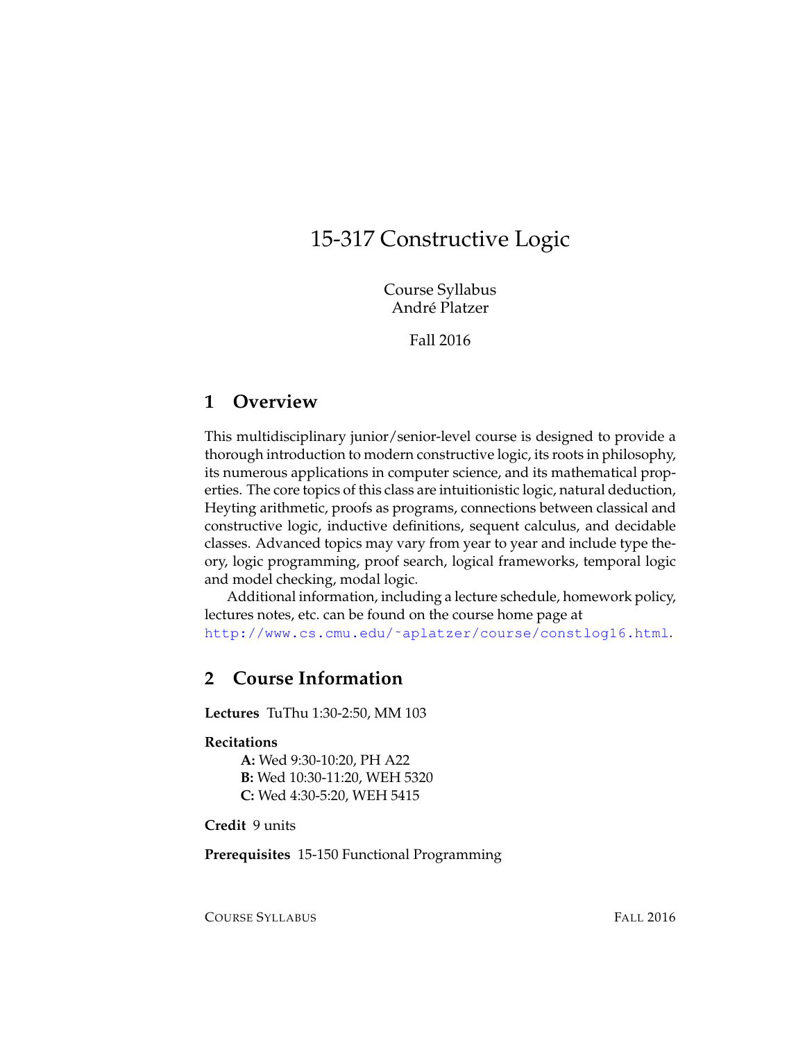# 15-317 Constructive Logic

Course Syllabus
André Platzer

Fall 2016

## 1 Overview

This multidisciplinary junior/senior-level course is designed to provide a thorough introduction to modern constructive logic, its roots in philosophy, its numerous applications in computer science, and its mathematical properties. The core topics of this class are intuitionistic logic, natural deduction, Heyting arithmetic, proofs as programs, connections between classical and constructive logic, inductive definitions, sequent calculus, and decidable classes. Advanced topics may vary from year to year and include type theory, logic programming, proof search, logical frameworks, temporal logic and model checking, modal logic.

Additional information, including a lecture schedule, homework policy, lectures notes, etc. can be found on the course home page at http://www.cs.cmu.edu/~aplatzer/course/constlog16.html.

## 2 Course Information

**Lectures** TuThu 1:30-2:50, MM 103

**Recitations**

- **A:** Wed 9:30-10:20, PH A22
- **B:** Wed 10:30-11:20, WEH 5320
- **C:** Wed 4:30-5:20, WEH 5415

**Credit** 9 units

**Prerequisites** 15-150 Functional Programming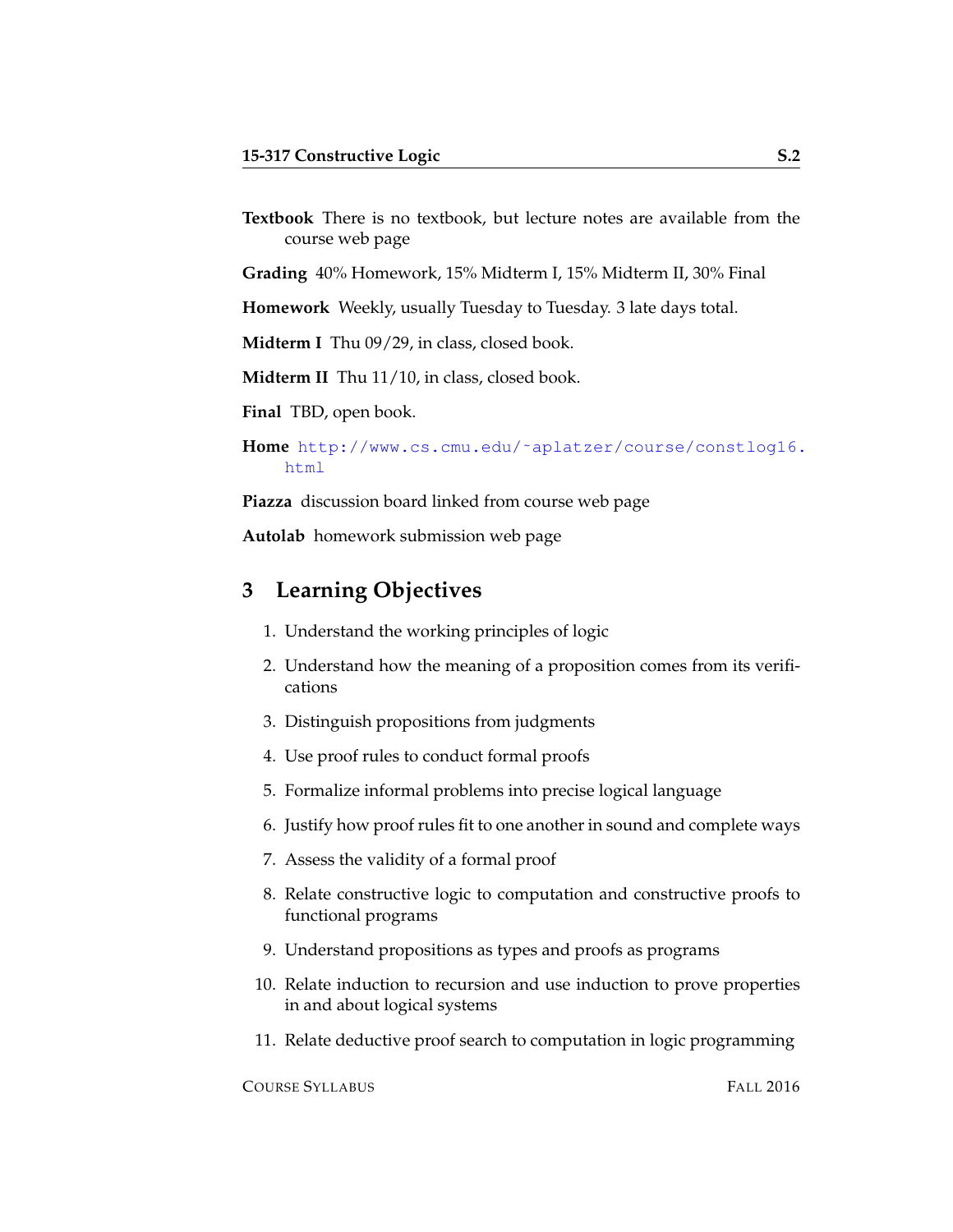**Textbook** There is no textbook, but lecture notes are available from the course web page

**Grading** 40% Homework, 15% Midterm I, 15% Midterm II, 30% Final

**Homework** Weekly, usually Tuesday to Tuesday. 3 late days total.

**Midterm I** Thu 09/29, in class, closed book.

**Midterm II** Thu 11/10, in class, closed book.

**Final** TBD, open book.

**Home** http://www.cs.cmu.edu/~aplatzer/course/constlog16.html

**Piazza** discussion board linked from course web page

**Autolab** homework submission web page

## 3 Learning Objectives

1. Understand the working principles of logic
2. Understand how the meaning of a proposition comes from its verifications
3. Distinguish propositions from judgments
4. Use proof rules to conduct formal proofs
5. Formalize informal problems into precise logical language
6. Justify how proof rules fit to one another in sound and complete ways
7. Assess the validity of a formal proof
8. Relate constructive logic to computation and constructive proofs to functional programs
9. Understand propositions as types and proofs as programs
10. Relate induction to recursion and use induction to prove properties in and about logical systems
11. Relate deductive proof search to computation in logic programming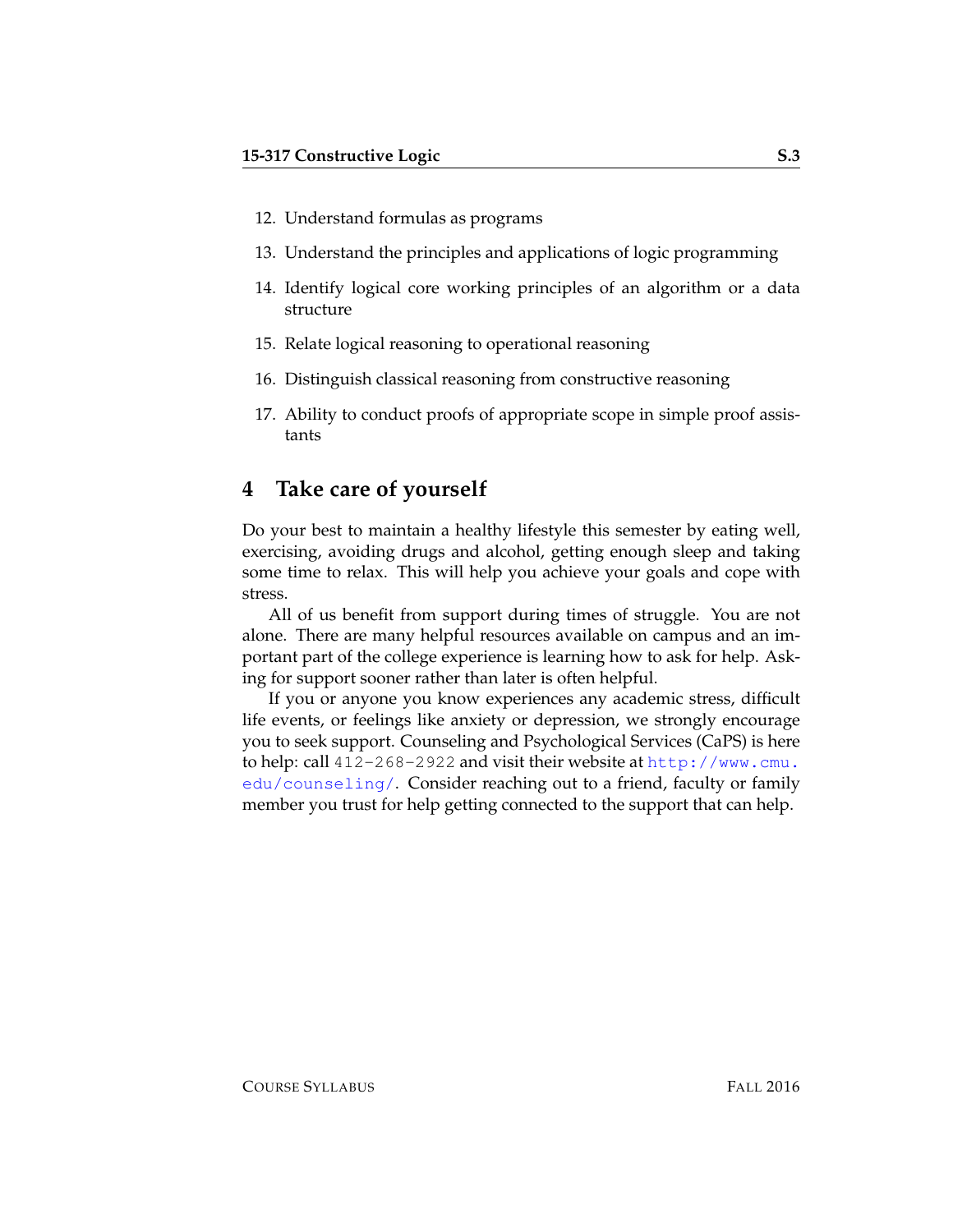12. Understand formulas as programs
13. Understand the principles and applications of logic programming
14. Identify logical core working principles of an algorithm or a data structure
15. Relate logical reasoning to operational reasoning
16. Distinguish classical reasoning from constructive reasoning
17. Ability to conduct proofs of appropriate scope in simple proof assistants

## 4 Take care of yourself

Do your best to maintain a healthy lifestyle this semester by eating well, exercising, avoiding drugs and alcohol, getting enough sleep and taking some time to relax. This will help you achieve your goals and cope with stress.

All of us benefit from support during times of struggle. You are not alone. There are many helpful resources available on campus and an important part of the college experience is learning how to ask for help. Asking for support sooner rather than later is often helpful.

If you or anyone you know experiences any academic stress, difficult life events, or feelings like anxiety or depression, we strongly encourage you to seek support. Counseling and Psychological Services (CaPS) is here to help: call `412-268-2922` and visit their website at http://www.cmu.edu/counseling/. Consider reaching out to a friend, faculty or family member you trust for help getting connected to the support that can help.